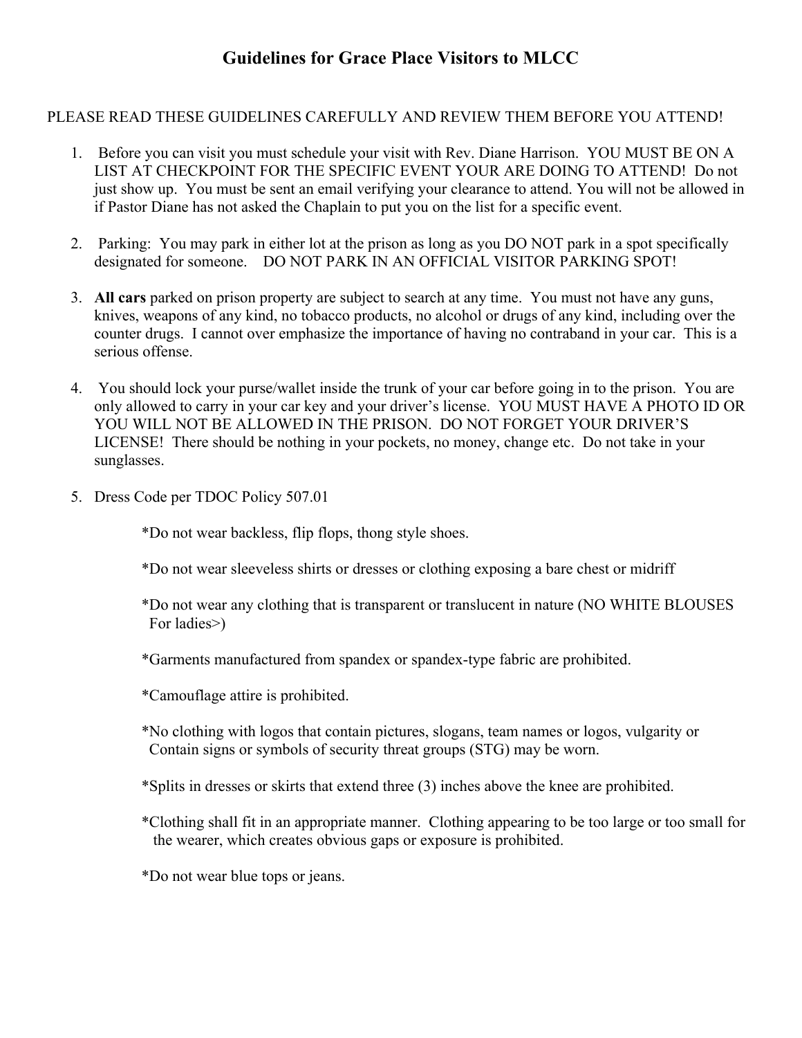# Guidelines for Grace Place Visitors to MLCC

PLEASE READ THESE GUIDELINES CAREFULLY AND REVIEW THEM BEFORE YOU ATTEND!

1. Before you can visit you must schedule your visit with Rev. Diane Harrison. YOU MUST BE ON A LIST AT CHECKPOINT FOR THE SPECIFIC EVENT YOUR ARE DOING TO ATTEND! Do not just show up. You must be sent an email verifying your clearance to attend. You will not be allowed in if Pastor Diane has not asked the Chaplain to put you on the list for a specific event.

2. Parking: You may park in either lot at the prison as long as you DO NOT park in a spot specifically designated for someone. DO NOT PARK IN AN OFFICIAL VISITOR PARKING SPOT!

3. **All cars** parked on prison property are subject to search at any time. You must not have any guns, knives, weapons of any kind, no tobacco products, no alcohol or drugs of any kind, including over the counter drugs. I cannot over emphasize the importance of having no contraband in your car. This is a serious offense.

4. You should lock your purse/wallet inside the trunk of your car before going in to the prison. You are only allowed to carry in your car key and your driver's license. YOU MUST HAVE A PHOTO ID OR YOU WILL NOT BE ALLOWED IN THE PRISON. DO NOT FORGET YOUR DRIVER'S LICENSE! There should be nothing in your pockets, no money, change etc. Do not take in your sunglasses.

5. Dress Code per TDOC Policy 507.01

   *Do not wear backless, flip flops, thong style shoes.

   *Do not wear sleeveless shirts or dresses or clothing exposing a bare chest or midriff

   *Do not wear any clothing that is transparent or translucent in nature (NO WHITE BLOUSES For ladies>)

   *Garments manufactured from spandex or spandex-type fabric are prohibited.

   *Camouflage attire is prohibited.

   *No clothing with logos that contain pictures, slogans, team names or logos, vulgarity or Contain signs or symbols of security threat groups (STG) may be worn.

   *Splits in dresses or skirts that extend three (3) inches above the knee are prohibited.

   *Clothing shall fit in an appropriate manner. Clothing appearing to be too large or too small for the wearer, which creates obvious gaps or exposure is prohibited.

   *Do not wear blue tops or jeans.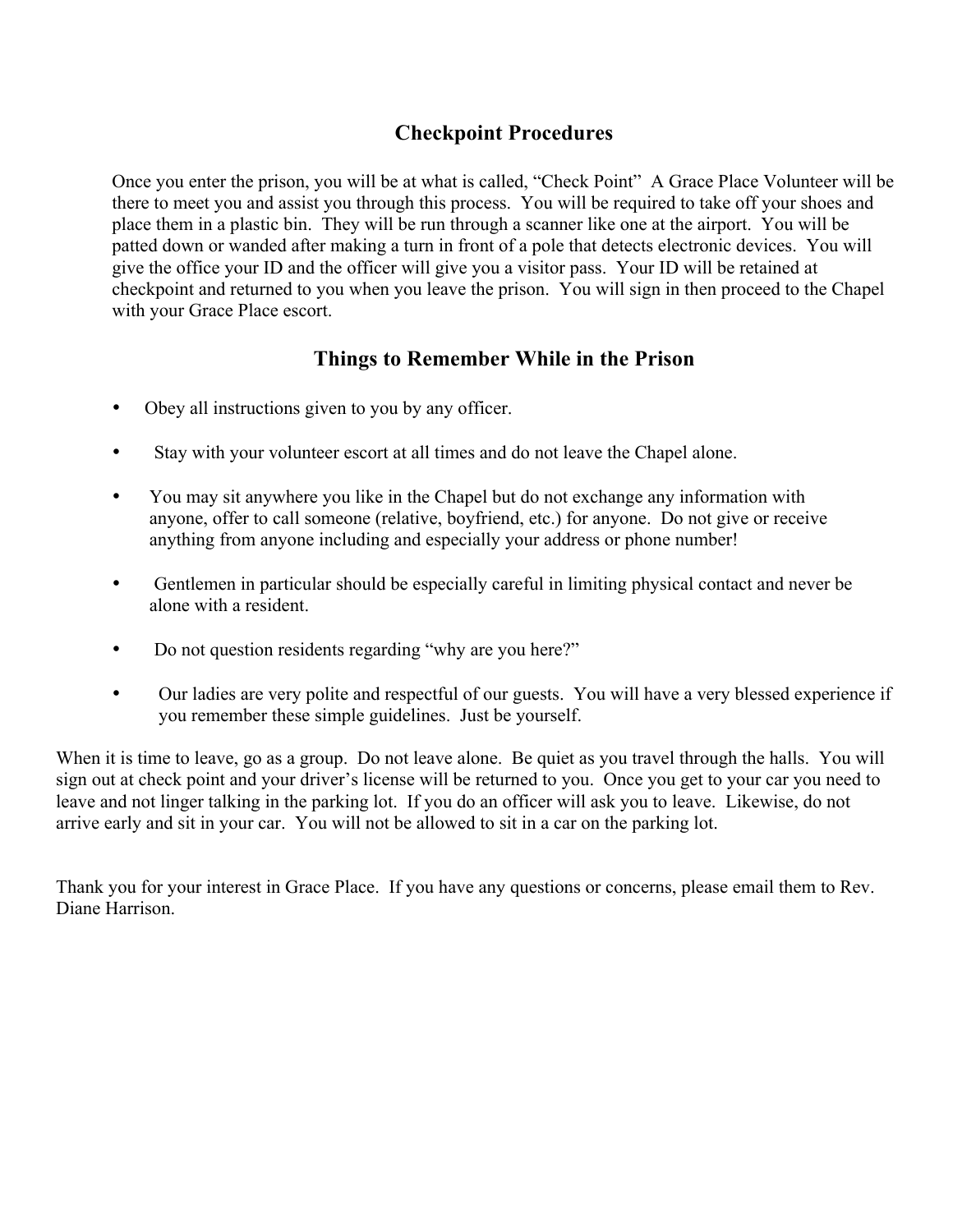## Checkpoint Procedures

Once you enter the prison, you will be at what is called, "Check Point" A Grace Place Volunteer will be there to meet you and assist you through this process. You will be required to take off your shoes and place them in a plastic bin. They will be run through a scanner like one at the airport. You will be patted down or wanded after making a turn in front of a pole that detects electronic devices. You will give the office your ID and the officer will give you a visitor pass. Your ID will be retained at checkpoint and returned to you when you leave the prison. You will sign in then proceed to the Chapel with your Grace Place escort.

## Things to Remember While in the Prison

- Obey all instructions given to you by any officer.
- Stay with your volunteer escort at all times and do not leave the Chapel alone.
- You may sit anywhere you like in the Chapel but do not exchange any information with anyone, offer to call someone (relative, boyfriend, etc.) for anyone. Do not give or receive anything from anyone including and especially your address or phone number!
- Gentlemen in particular should be especially careful in limiting physical contact and never be alone with a resident.
- Do not question residents regarding "why are you here?"
- Our ladies are very polite and respectful of our guests. You will have a very blessed experience if you remember these simple guidelines. Just be yourself.

When it is time to leave, go as a group. Do not leave alone. Be quiet as you travel through the halls. You will sign out at check point and your driver's license will be returned to you. Once you get to your car you need to leave and not linger talking in the parking lot. If you do an officer will ask you to leave. Likewise, do not arrive early and sit in your car. You will not be allowed to sit in a car on the parking lot.

Thank you for your interest in Grace Place. If you have any questions or concerns, please email them to Rev. Diane Harrison.